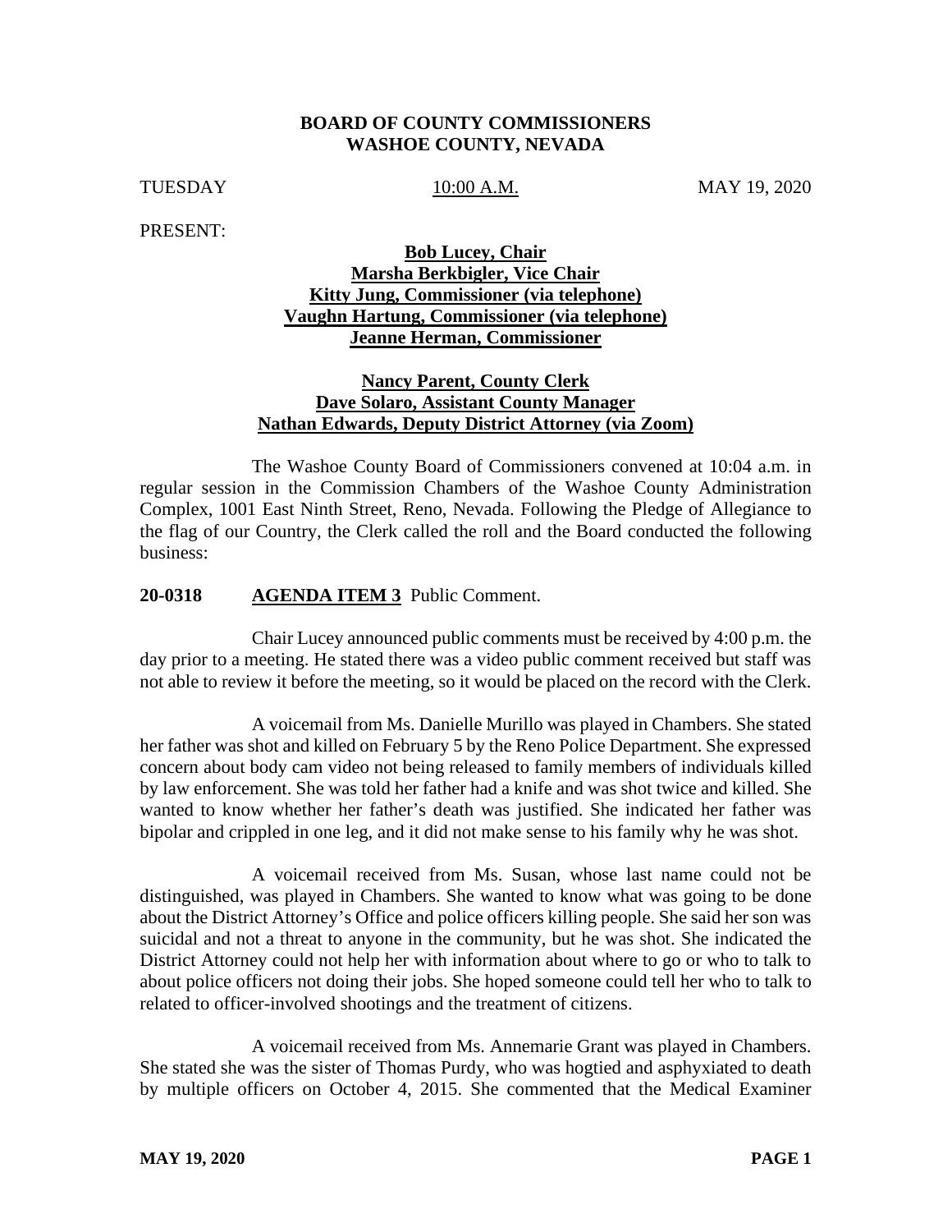**BOARD OF COUNTY COMMISSIONERS**
**WASHOE COUNTY, NEVADA**

TUESDAY 10:00 A.M. MAY 19, 2020

PRESENT:

**Bob Lucey, Chair**
**Marsha Berkbigler, Vice Chair**
**Kitty Jung, Commissioner (via telephone)**
**Vaughn Hartung, Commissioner (via telephone)**
**Jeanne Herman, Commissioner**

**Nancy Parent, County Clerk**
**Dave Solaro, Assistant County Manager**
**Nathan Edwards, Deputy District Attorney (via Zoom)**

The Washoe County Board of Commissioners convened at 10:04 a.m. in regular session in the Commission Chambers of the Washoe County Administration Complex, 1001 East Ninth Street, Reno, Nevada. Following the Pledge of Allegiance to the flag of our Country, the Clerk called the roll and the Board conducted the following business:

**20-0318 AGENDA ITEM 3** Public Comment.

Chair Lucey announced public comments must be received by 4:00 p.m. the day prior to a meeting. He stated there was a video public comment received but staff was not able to review it before the meeting, so it would be placed on the record with the Clerk.

A voicemail from Ms. Danielle Murillo was played in Chambers. She stated her father was shot and killed on February 5 by the Reno Police Department. She expressed concern about body cam video not being released to family members of individuals killed by law enforcement. She was told her father had a knife and was shot twice and killed. She wanted to know whether her father's death was justified. She indicated her father was bipolar and crippled in one leg, and it did not make sense to his family why he was shot.

A voicemail received from Ms. Susan, whose last name could not be distinguished, was played in Chambers. She wanted to know what was going to be done about the District Attorney's Office and police officers killing people. She said her son was suicidal and not a threat to anyone in the community, but he was shot. She indicated the District Attorney could not help her with information about where to go or who to talk to about police officers not doing their jobs. She hoped someone could tell her who to talk to related to officer-involved shootings and the treatment of citizens.

A voicemail received from Ms. Annemarie Grant was played in Chambers. She stated she was the sister of Thomas Purdy, who was hogtied and asphyxiated to death by multiple officers on October 4, 2015. She commented that the Medical Examiner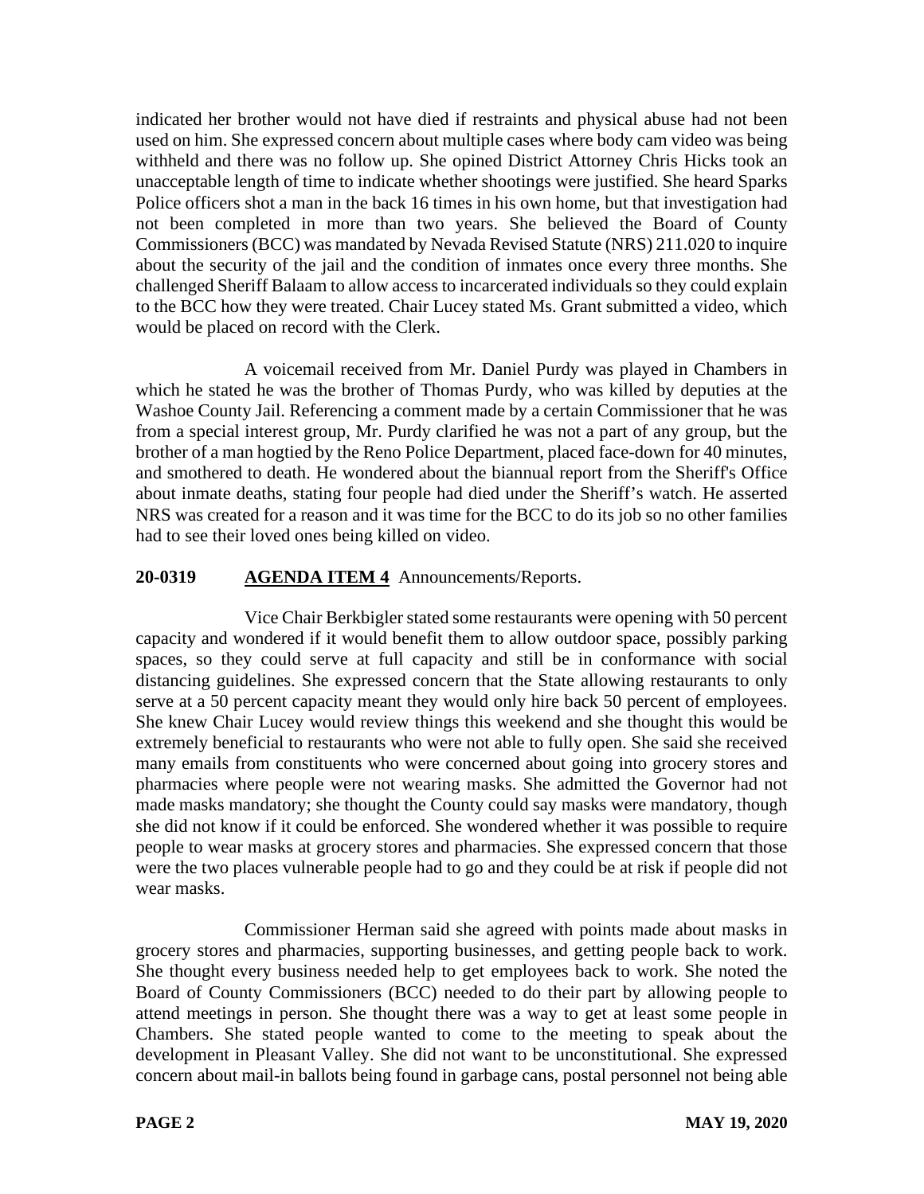indicated her brother would not have died if restraints and physical abuse had not been used on him. She expressed concern about multiple cases where body cam video was being withheld and there was no follow up. She opined District Attorney Chris Hicks took an unacceptable length of time to indicate whether shootings were justified. She heard Sparks Police officers shot a man in the back 16 times in his own home, but that investigation had not been completed in more than two years. She believed the Board of County Commissioners (BCC) was mandated by Nevada Revised Statute (NRS) 211.020 to inquire about the security of the jail and the condition of inmates once every three months. She challenged Sheriff Balaam to allow access to incarcerated individuals so they could explain to the BCC how they were treated. Chair Lucey stated Ms. Grant submitted a video, which would be placed on record with the Clerk.

A voicemail received from Mr. Daniel Purdy was played in Chambers in which he stated he was the brother of Thomas Purdy, who was killed by deputies at the Washoe County Jail. Referencing a comment made by a certain Commissioner that he was from a special interest group, Mr. Purdy clarified he was not a part of any group, but the brother of a man hogtied by the Reno Police Department, placed face-down for 40 minutes, and smothered to death. He wondered about the biannual report from the Sheriff's Office about inmate deaths, stating four people had died under the Sheriff's watch. He asserted NRS was created for a reason and it was time for the BCC to do its job so no other families had to see their loved ones being killed on video.

**20-0319 AGENDA ITEM 4** Announcements/Reports.

Vice Chair Berkbigler stated some restaurants were opening with 50 percent capacity and wondered if it would benefit them to allow outdoor space, possibly parking spaces, so they could serve at full capacity and still be in conformance with social distancing guidelines. She expressed concern that the State allowing restaurants to only serve at a 50 percent capacity meant they would only hire back 50 percent of employees. She knew Chair Lucey would review things this weekend and she thought this would be extremely beneficial to restaurants who were not able to fully open. She said she received many emails from constituents who were concerned about going into grocery stores and pharmacies where people were not wearing masks. She admitted the Governor had not made masks mandatory; she thought the County could say masks were mandatory, though she did not know if it could be enforced. She wondered whether it was possible to require people to wear masks at grocery stores and pharmacies. She expressed concern that those were the two places vulnerable people had to go and they could be at risk if people did not wear masks.

Commissioner Herman said she agreed with points made about masks in grocery stores and pharmacies, supporting businesses, and getting people back to work. She thought every business needed help to get employees back to work. She noted the Board of County Commissioners (BCC) needed to do their part by allowing people to attend meetings in person. She thought there was a way to get at least some people in Chambers. She stated people wanted to come to the meeting to speak about the development in Pleasant Valley. She did not want to be unconstitutional. She expressed concern about mail-in ballots being found in garbage cans, postal personnel not being able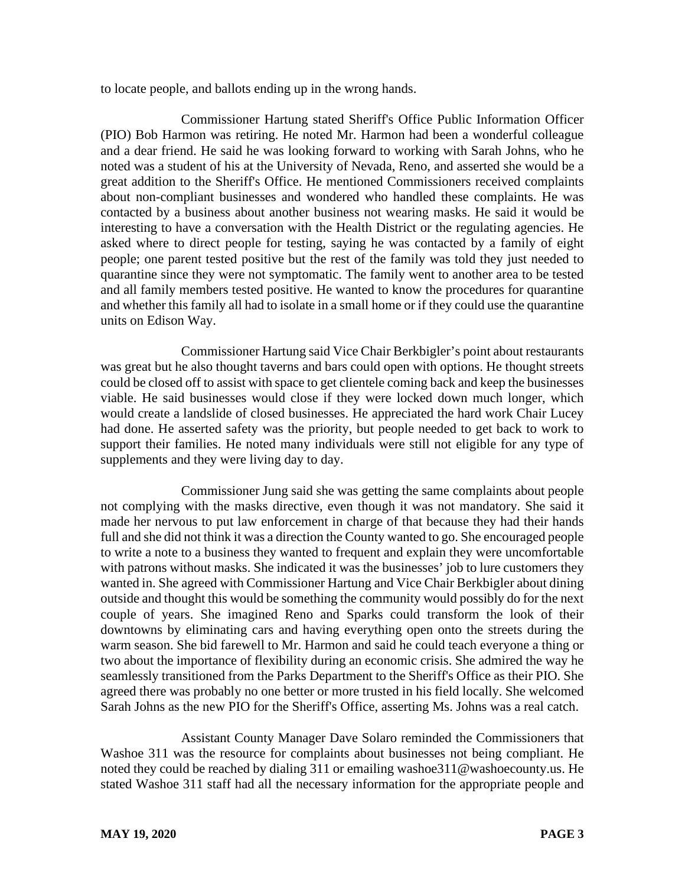to locate people, and ballots ending up in the wrong hands.

Commissioner Hartung stated Sheriff's Office Public Information Officer (PIO) Bob Harmon was retiring. He noted Mr. Harmon had been a wonderful colleague and a dear friend. He said he was looking forward to working with Sarah Johns, who he noted was a student of his at the University of Nevada, Reno, and asserted she would be a great addition to the Sheriff's Office. He mentioned Commissioners received complaints about non-compliant businesses and wondered who handled these complaints. He was contacted by a business about another business not wearing masks. He said it would be interesting to have a conversation with the Health District or the regulating agencies. He asked where to direct people for testing, saying he was contacted by a family of eight people; one parent tested positive but the rest of the family was told they just needed to quarantine since they were not symptomatic. The family went to another area to be tested and all family members tested positive. He wanted to know the procedures for quarantine and whether this family all had to isolate in a small home or if they could use the quarantine units on Edison Way.

Commissioner Hartung said Vice Chair Berkbigler's point about restaurants was great but he also thought taverns and bars could open with options. He thought streets could be closed off to assist with space to get clientele coming back and keep the businesses viable. He said businesses would close if they were locked down much longer, which would create a landslide of closed businesses. He appreciated the hard work Chair Lucey had done. He asserted safety was the priority, but people needed to get back to work to support their families. He noted many individuals were still not eligible for any type of supplements and they were living day to day.

Commissioner Jung said she was getting the same complaints about people not complying with the masks directive, even though it was not mandatory. She said it made her nervous to put law enforcement in charge of that because they had their hands full and she did not think it was a direction the County wanted to go. She encouraged people to write a note to a business they wanted to frequent and explain they were uncomfortable with patrons without masks. She indicated it was the businesses' job to lure customers they wanted in. She agreed with Commissioner Hartung and Vice Chair Berkbigler about dining outside and thought this would be something the community would possibly do for the next couple of years. She imagined Reno and Sparks could transform the look of their downtowns by eliminating cars and having everything open onto the streets during the warm season. She bid farewell to Mr. Harmon and said he could teach everyone a thing or two about the importance of flexibility during an economic crisis. She admired the way he seamlessly transitioned from the Parks Department to the Sheriff's Office as their PIO. She agreed there was probably no one better or more trusted in his field locally. She welcomed Sarah Johns as the new PIO for the Sheriff's Office, asserting Ms. Johns was a real catch.

Assistant County Manager Dave Solaro reminded the Commissioners that Washoe 311 was the resource for complaints about businesses not being compliant. He noted they could be reached by dialing 311 or emailing washoe311@washoecounty.us. He stated Washoe 311 staff had all the necessary information for the appropriate people and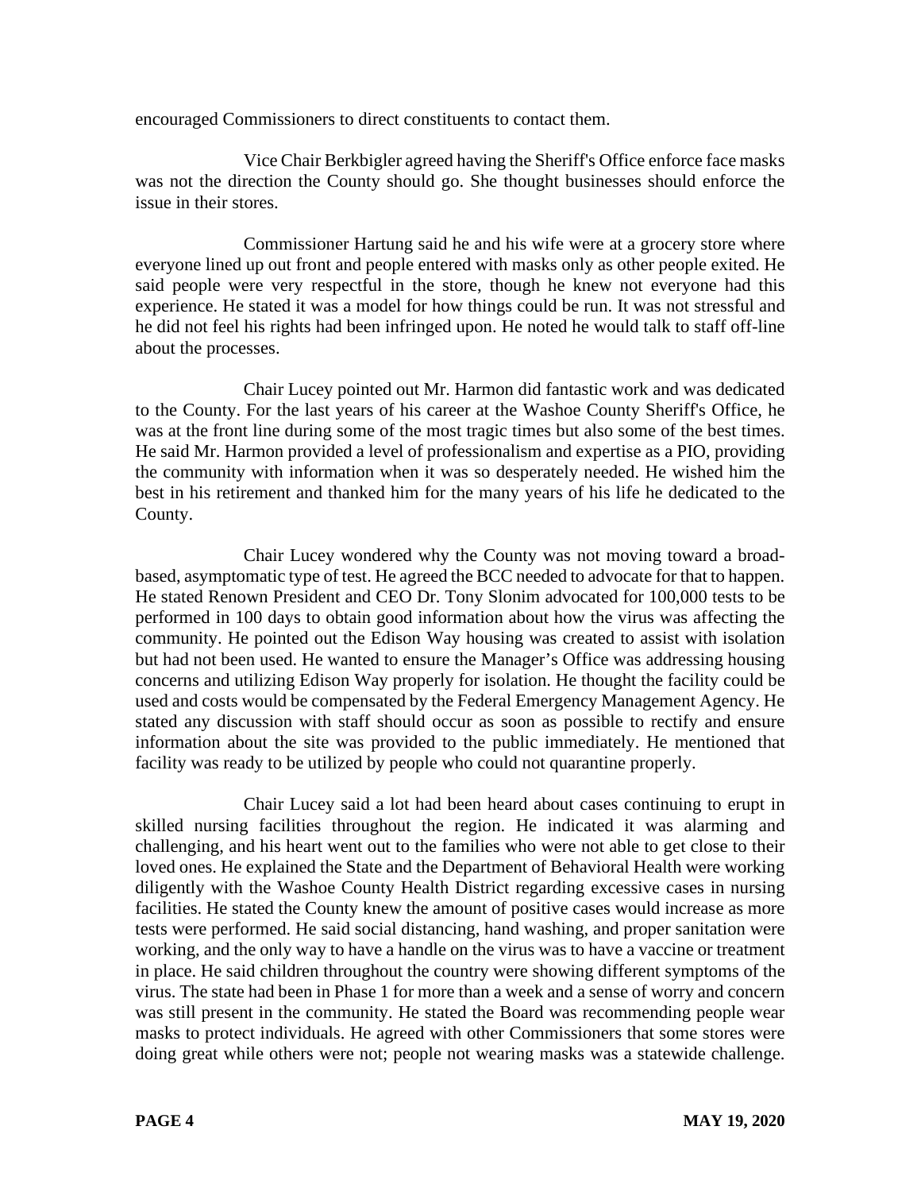encouraged Commissioners to direct constituents to contact them.

Vice Chair Berkbigler agreed having the Sheriff's Office enforce face masks was not the direction the County should go. She thought businesses should enforce the issue in their stores.

Commissioner Hartung said he and his wife were at a grocery store where everyone lined up out front and people entered with masks only as other people exited. He said people were very respectful in the store, though he knew not everyone had this experience. He stated it was a model for how things could be run. It was not stressful and he did not feel his rights had been infringed upon. He noted he would talk to staff off-line about the processes.

Chair Lucey pointed out Mr. Harmon did fantastic work and was dedicated to the County. For the last years of his career at the Washoe County Sheriff's Office, he was at the front line during some of the most tragic times but also some of the best times. He said Mr. Harmon provided a level of professionalism and expertise as a PIO, providing the community with information when it was so desperately needed. He wished him the best in his retirement and thanked him for the many years of his life he dedicated to the County.

Chair Lucey wondered why the County was not moving toward a broad-based, asymptomatic type of test. He agreed the BCC needed to advocate for that to happen. He stated Renown President and CEO Dr. Tony Slonim advocated for 100,000 tests to be performed in 100 days to obtain good information about how the virus was affecting the community. He pointed out the Edison Way housing was created to assist with isolation but had not been used. He wanted to ensure the Manager's Office was addressing housing concerns and utilizing Edison Way properly for isolation. He thought the facility could be used and costs would be compensated by the Federal Emergency Management Agency. He stated any discussion with staff should occur as soon as possible to rectify and ensure information about the site was provided to the public immediately. He mentioned that facility was ready to be utilized by people who could not quarantine properly.

Chair Lucey said a lot had been heard about cases continuing to erupt in skilled nursing facilities throughout the region. He indicated it was alarming and challenging, and his heart went out to the families who were not able to get close to their loved ones. He explained the State and the Department of Behavioral Health were working diligently with the Washoe County Health District regarding excessive cases in nursing facilities. He stated the County knew the amount of positive cases would increase as more tests were performed. He said social distancing, hand washing, and proper sanitation were working, and the only way to have a handle on the virus was to have a vaccine or treatment in place. He said children throughout the country were showing different symptoms of the virus. The state had been in Phase 1 for more than a week and a sense of worry and concern was still present in the community. He stated the Board was recommending people wear masks to protect individuals. He agreed with other Commissioners that some stores were doing great while others were not; people not wearing masks was a statewide challenge.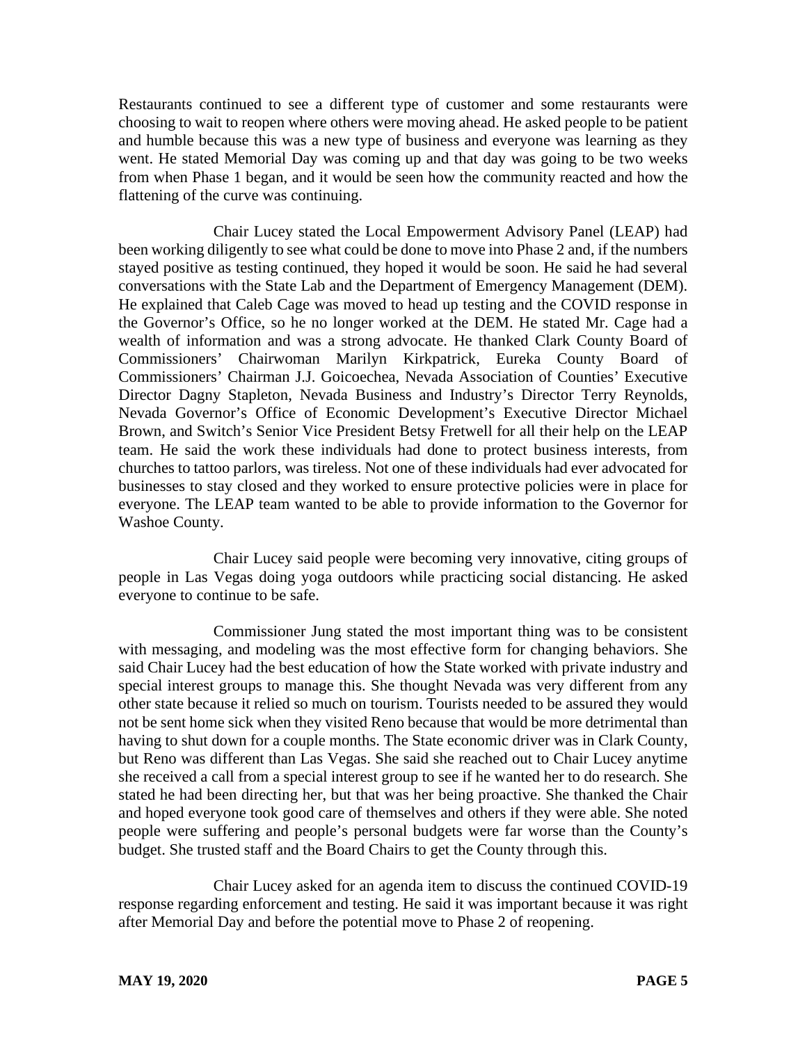Restaurants continued to see a different type of customer and some restaurants were choosing to wait to reopen where others were moving ahead. He asked people to be patient and humble because this was a new type of business and everyone was learning as they went. He stated Memorial Day was coming up and that day was going to be two weeks from when Phase 1 began, and it would be seen how the community reacted and how the flattening of the curve was continuing.

Chair Lucey stated the Local Empowerment Advisory Panel (LEAP) had been working diligently to see what could be done to move into Phase 2 and, if the numbers stayed positive as testing continued, they hoped it would be soon. He said he had several conversations with the State Lab and the Department of Emergency Management (DEM). He explained that Caleb Cage was moved to head up testing and the COVID response in the Governor's Office, so he no longer worked at the DEM. He stated Mr. Cage had a wealth of information and was a strong advocate. He thanked Clark County Board of Commissioners' Chairwoman Marilyn Kirkpatrick, Eureka County Board of Commissioners' Chairman J.J. Goicoechea, Nevada Association of Counties' Executive Director Dagny Stapleton, Nevada Business and Industry's Director Terry Reynolds, Nevada Governor's Office of Economic Development's Executive Director Michael Brown, and Switch's Senior Vice President Betsy Fretwell for all their help on the LEAP team. He said the work these individuals had done to protect business interests, from churches to tattoo parlors, was tireless. Not one of these individuals had ever advocated for businesses to stay closed and they worked to ensure protective policies were in place for everyone. The LEAP team wanted to be able to provide information to the Governor for Washoe County.

Chair Lucey said people were becoming very innovative, citing groups of people in Las Vegas doing yoga outdoors while practicing social distancing. He asked everyone to continue to be safe.

Commissioner Jung stated the most important thing was to be consistent with messaging, and modeling was the most effective form for changing behaviors. She said Chair Lucey had the best education of how the State worked with private industry and special interest groups to manage this. She thought Nevada was very different from any other state because it relied so much on tourism. Tourists needed to be assured they would not be sent home sick when they visited Reno because that would be more detrimental than having to shut down for a couple months. The State economic driver was in Clark County, but Reno was different than Las Vegas. She said she reached out to Chair Lucey anytime she received a call from a special interest group to see if he wanted her to do research. She stated he had been directing her, but that was her being proactive. She thanked the Chair and hoped everyone took good care of themselves and others if they were able. She noted people were suffering and people's personal budgets were far worse than the County's budget. She trusted staff and the Board Chairs to get the County through this.

Chair Lucey asked for an agenda item to discuss the continued COVID-19 response regarding enforcement and testing. He said it was important because it was right after Memorial Day and before the potential move to Phase 2 of reopening.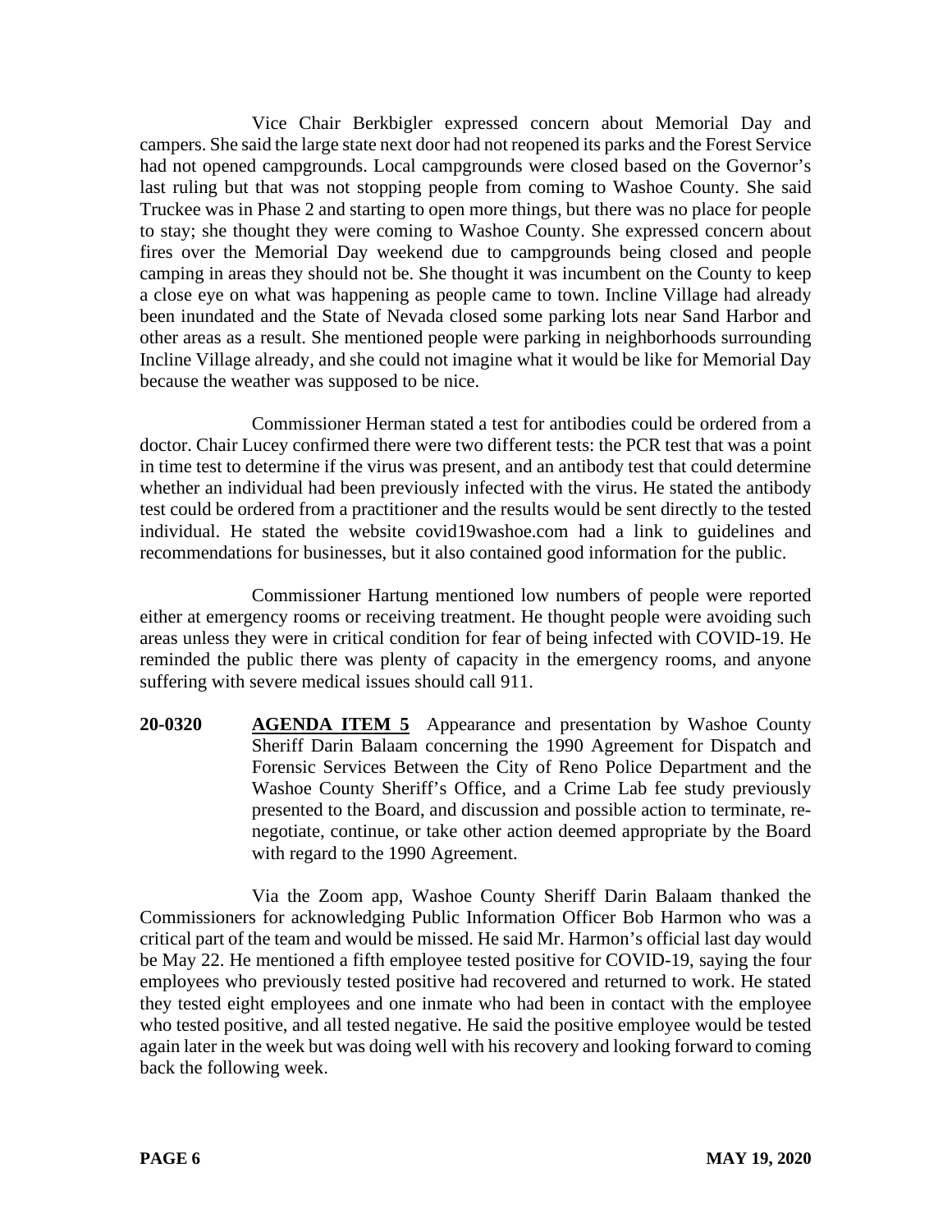Vice Chair Berkbigler expressed concern about Memorial Day and campers. She said the large state next door had not reopened its parks and the Forest Service had not opened campgrounds. Local campgrounds were closed based on the Governor's last ruling but that was not stopping people from coming to Washoe County. She said Truckee was in Phase 2 and starting to open more things, but there was no place for people to stay; she thought they were coming to Washoe County. She expressed concern about fires over the Memorial Day weekend due to campgrounds being closed and people camping in areas they should not be. She thought it was incumbent on the County to keep a close eye on what was happening as people came to town. Incline Village had already been inundated and the State of Nevada closed some parking lots near Sand Harbor and other areas as a result. She mentioned people were parking in neighborhoods surrounding Incline Village already, and she could not imagine what it would be like for Memorial Day because the weather was supposed to be nice.

Commissioner Herman stated a test for antibodies could be ordered from a doctor. Chair Lucey confirmed there were two different tests: the PCR test that was a point in time test to determine if the virus was present, and an antibody test that could determine whether an individual had been previously infected with the virus. He stated the antibody test could be ordered from a practitioner and the results would be sent directly to the tested individual. He stated the website covid19washoe.com had a link to guidelines and recommendations for businesses, but it also contained good information for the public.

Commissioner Hartung mentioned low numbers of people were reported either at emergency rooms or receiving treatment. He thought people were avoiding such areas unless they were in critical condition for fear of being infected with COVID-19. He reminded the public there was plenty of capacity in the emergency rooms, and anyone suffering with severe medical issues should call 911.

**20-0320** **AGENDA ITEM 5** Appearance and presentation by Washoe County Sheriff Darin Balaam concerning the 1990 Agreement for Dispatch and Forensic Services Between the City of Reno Police Department and the Washoe County Sheriff's Office, and a Crime Lab fee study previously presented to the Board, and discussion and possible action to terminate, re-negotiate, continue, or take other action deemed appropriate by the Board with regard to the 1990 Agreement.

Via the Zoom app, Washoe County Sheriff Darin Balaam thanked the Commissioners for acknowledging Public Information Officer Bob Harmon who was a critical part of the team and would be missed. He said Mr. Harmon's official last day would be May 22. He mentioned a fifth employee tested positive for COVID-19, saying the four employees who previously tested positive had recovered and returned to work. He stated they tested eight employees and one inmate who had been in contact with the employee who tested positive, and all tested negative. He said the positive employee would be tested again later in the week but was doing well with his recovery and looking forward to coming back the following week.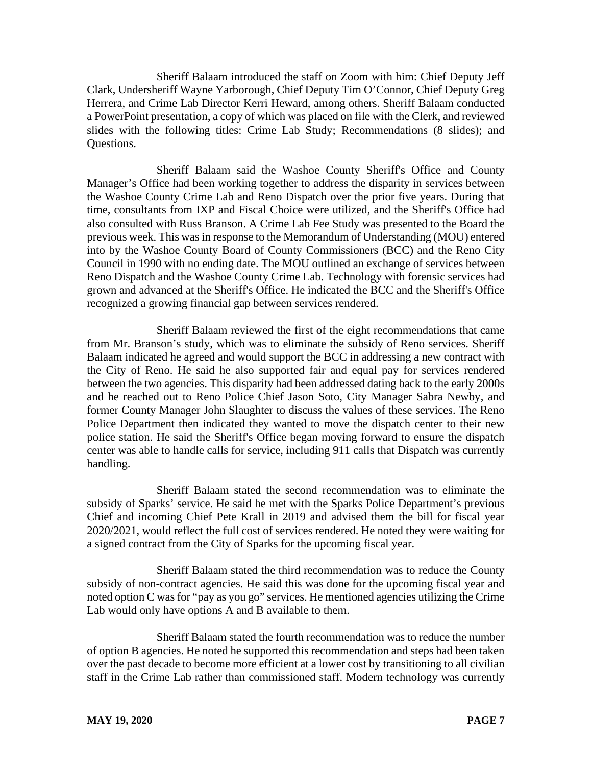Sheriff Balaam introduced the staff on Zoom with him: Chief Deputy Jeff Clark, Undersheriff Wayne Yarborough, Chief Deputy Tim O'Connor, Chief Deputy Greg Herrera, and Crime Lab Director Kerri Heward, among others. Sheriff Balaam conducted a PowerPoint presentation, a copy of which was placed on file with the Clerk, and reviewed slides with the following titles: Crime Lab Study; Recommendations (8 slides); and Questions.

Sheriff Balaam said the Washoe County Sheriff's Office and County Manager's Office had been working together to address the disparity in services between the Washoe County Crime Lab and Reno Dispatch over the prior five years. During that time, consultants from IXP and Fiscal Choice were utilized, and the Sheriff's Office had also consulted with Russ Branson. A Crime Lab Fee Study was presented to the Board the previous week. This was in response to the Memorandum of Understanding (MOU) entered into by the Washoe County Board of County Commissioners (BCC) and the Reno City Council in 1990 with no ending date. The MOU outlined an exchange of services between Reno Dispatch and the Washoe County Crime Lab. Technology with forensic services had grown and advanced at the Sheriff's Office. He indicated the BCC and the Sheriff's Office recognized a growing financial gap between services rendered.

Sheriff Balaam reviewed the first of the eight recommendations that came from Mr. Branson's study, which was to eliminate the subsidy of Reno services. Sheriff Balaam indicated he agreed and would support the BCC in addressing a new contract with the City of Reno. He said he also supported fair and equal pay for services rendered between the two agencies. This disparity had been addressed dating back to the early 2000s and he reached out to Reno Police Chief Jason Soto, City Manager Sabra Newby, and former County Manager John Slaughter to discuss the values of these services. The Reno Police Department then indicated they wanted to move the dispatch center to their new police station. He said the Sheriff's Office began moving forward to ensure the dispatch center was able to handle calls for service, including 911 calls that Dispatch was currently handling.

Sheriff Balaam stated the second recommendation was to eliminate the subsidy of Sparks' service. He said he met with the Sparks Police Department's previous Chief and incoming Chief Pete Krall in 2019 and advised them the bill for fiscal year 2020/2021, would reflect the full cost of services rendered. He noted they were waiting for a signed contract from the City of Sparks for the upcoming fiscal year.

Sheriff Balaam stated the third recommendation was to reduce the County subsidy of non-contract agencies. He said this was done for the upcoming fiscal year and noted option C was for "pay as you go" services. He mentioned agencies utilizing the Crime Lab would only have options A and B available to them.

Sheriff Balaam stated the fourth recommendation was to reduce the number of option B agencies. He noted he supported this recommendation and steps had been taken over the past decade to become more efficient at a lower cost by transitioning to all civilian staff in the Crime Lab rather than commissioned staff. Modern technology was currently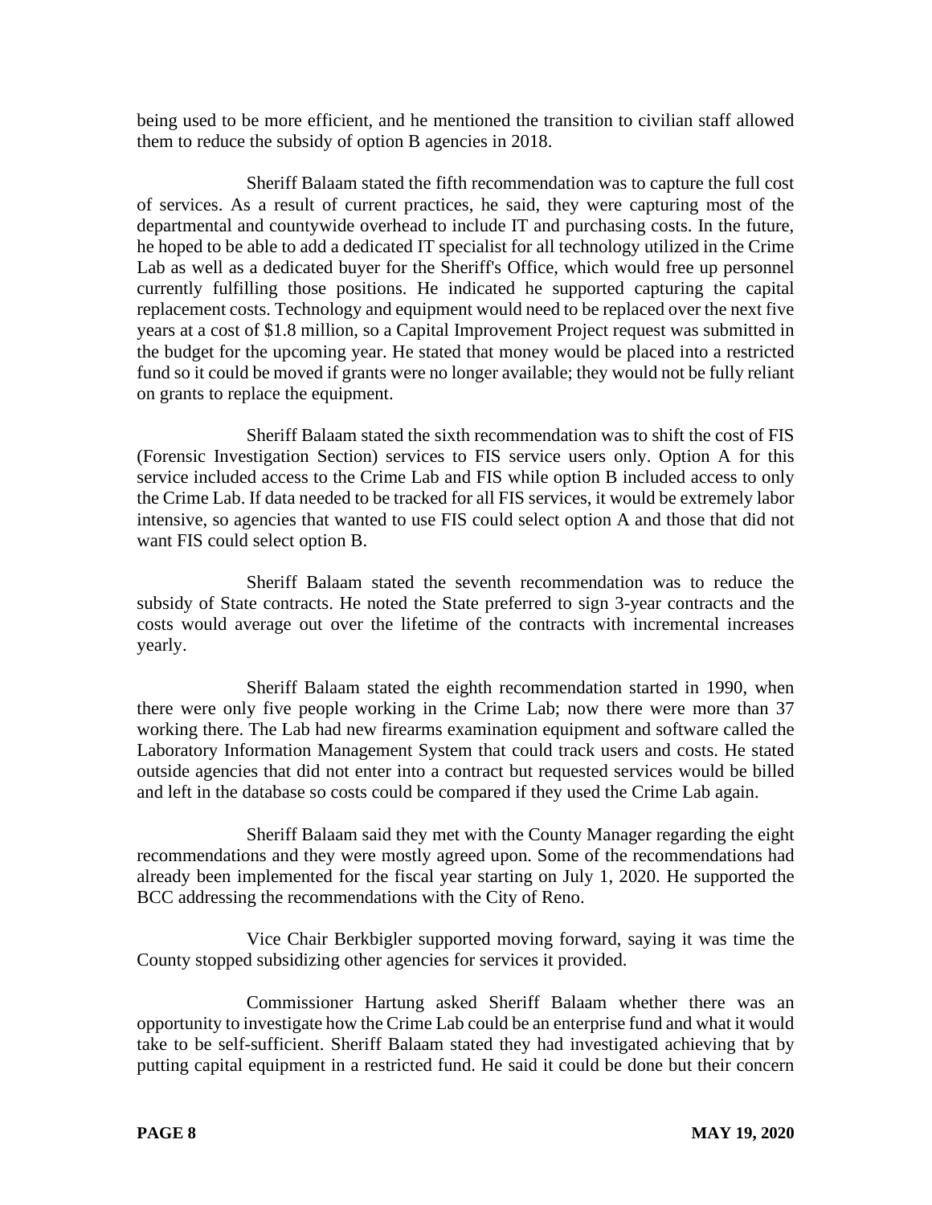being used to be more efficient, and he mentioned the transition to civilian staff allowed them to reduce the subsidy of option B agencies in 2018.

Sheriff Balaam stated the fifth recommendation was to capture the full cost of services. As a result of current practices, he said, they were capturing most of the departmental and countywide overhead to include IT and purchasing costs. In the future, he hoped to be able to add a dedicated IT specialist for all technology utilized in the Crime Lab as well as a dedicated buyer for the Sheriff's Office, which would free up personnel currently fulfilling those positions. He indicated he supported capturing the capital replacement costs. Technology and equipment would need to be replaced over the next five years at a cost of $1.8 million, so a Capital Improvement Project request was submitted in the budget for the upcoming year. He stated that money would be placed into a restricted fund so it could be moved if grants were no longer available; they would not be fully reliant on grants to replace the equipment.

Sheriff Balaam stated the sixth recommendation was to shift the cost of FIS (Forensic Investigation Section) services to FIS service users only. Option A for this service included access to the Crime Lab and FIS while option B included access to only the Crime Lab. If data needed to be tracked for all FIS services, it would be extremely labor intensive, so agencies that wanted to use FIS could select option A and those that did not want FIS could select option B.

Sheriff Balaam stated the seventh recommendation was to reduce the subsidy of State contracts. He noted the State preferred to sign 3-year contracts and the costs would average out over the lifetime of the contracts with incremental increases yearly.

Sheriff Balaam stated the eighth recommendation started in 1990, when there were only five people working in the Crime Lab; now there were more than 37 working there. The Lab had new firearms examination equipment and software called the Laboratory Information Management System that could track users and costs. He stated outside agencies that did not enter into a contract but requested services would be billed and left in the database so costs could be compared if they used the Crime Lab again.

Sheriff Balaam said they met with the County Manager regarding the eight recommendations and they were mostly agreed upon. Some of the recommendations had already been implemented for the fiscal year starting on July 1, 2020. He supported the BCC addressing the recommendations with the City of Reno.

Vice Chair Berkbigler supported moving forward, saying it was time the County stopped subsidizing other agencies for services it provided.

Commissioner Hartung asked Sheriff Balaam whether there was an opportunity to investigate how the Crime Lab could be an enterprise fund and what it would take to be self-sufficient. Sheriff Balaam stated they had investigated achieving that by putting capital equipment in a restricted fund. He said it could be done but their concern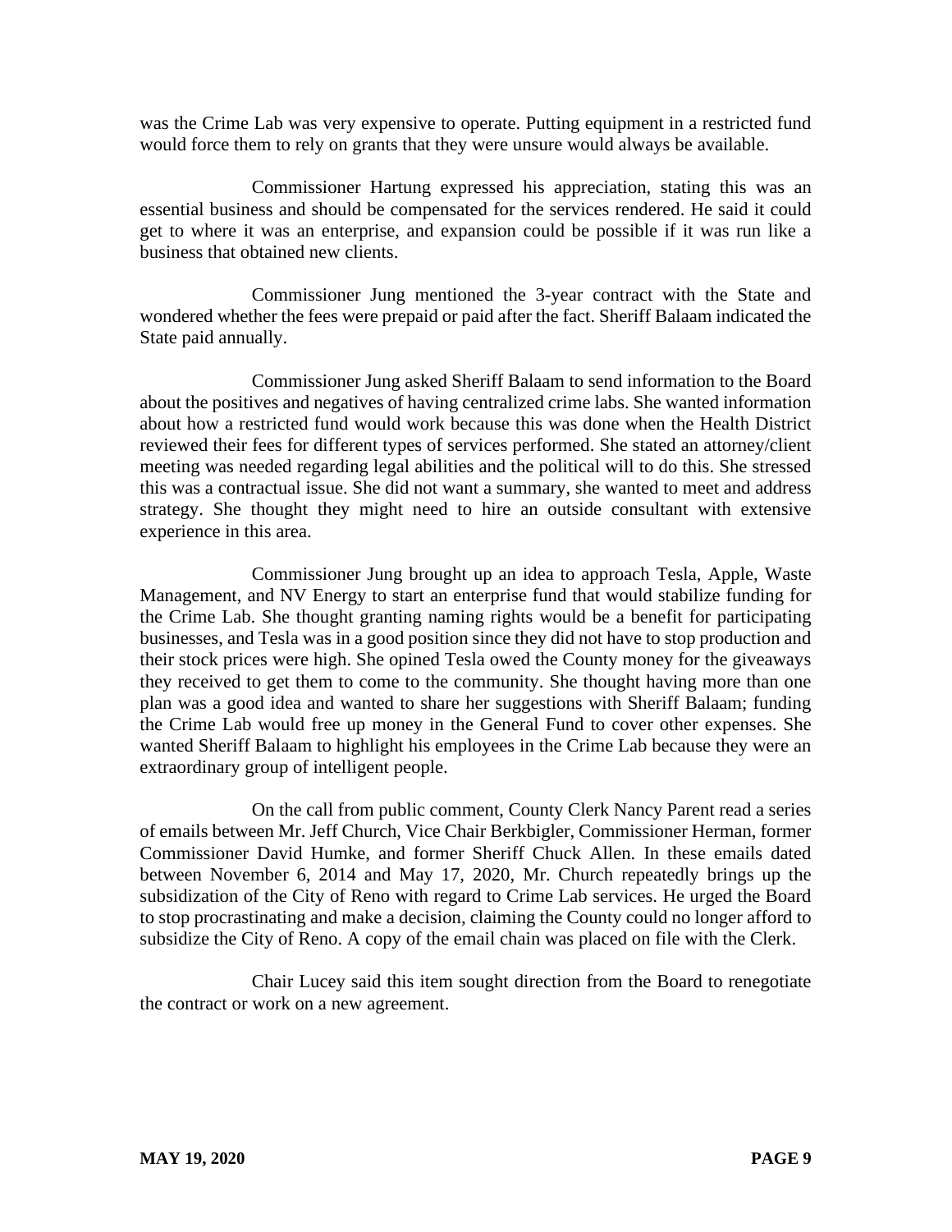was the Crime Lab was very expensive to operate. Putting equipment in a restricted fund would force them to rely on grants that they were unsure would always be available.

Commissioner Hartung expressed his appreciation, stating this was an essential business and should be compensated for the services rendered. He said it could get to where it was an enterprise, and expansion could be possible if it was run like a business that obtained new clients.

Commissioner Jung mentioned the 3-year contract with the State and wondered whether the fees were prepaid or paid after the fact. Sheriff Balaam indicated the State paid annually.

Commissioner Jung asked Sheriff Balaam to send information to the Board about the positives and negatives of having centralized crime labs. She wanted information about how a restricted fund would work because this was done when the Health District reviewed their fees for different types of services performed. She stated an attorney/client meeting was needed regarding legal abilities and the political will to do this. She stressed this was a contractual issue. She did not want a summary, she wanted to meet and address strategy. She thought they might need to hire an outside consultant with extensive experience in this area.

Commissioner Jung brought up an idea to approach Tesla, Apple, Waste Management, and NV Energy to start an enterprise fund that would stabilize funding for the Crime Lab. She thought granting naming rights would be a benefit for participating businesses, and Tesla was in a good position since they did not have to stop production and their stock prices were high. She opined Tesla owed the County money for the giveaways they received to get them to come to the community. She thought having more than one plan was a good idea and wanted to share her suggestions with Sheriff Balaam; funding the Crime Lab would free up money in the General Fund to cover other expenses. She wanted Sheriff Balaam to highlight his employees in the Crime Lab because they were an extraordinary group of intelligent people.

On the call from public comment, County Clerk Nancy Parent read a series of emails between Mr. Jeff Church, Vice Chair Berkbigler, Commissioner Herman, former Commissioner David Humke, and former Sheriff Chuck Allen. In these emails dated between November 6, 2014 and May 17, 2020, Mr. Church repeatedly brings up the subsidization of the City of Reno with regard to Crime Lab services. He urged the Board to stop procrastinating and make a decision, claiming the County could no longer afford to subsidize the City of Reno. A copy of the email chain was placed on file with the Clerk.

Chair Lucey said this item sought direction from the Board to renegotiate the contract or work on a new agreement.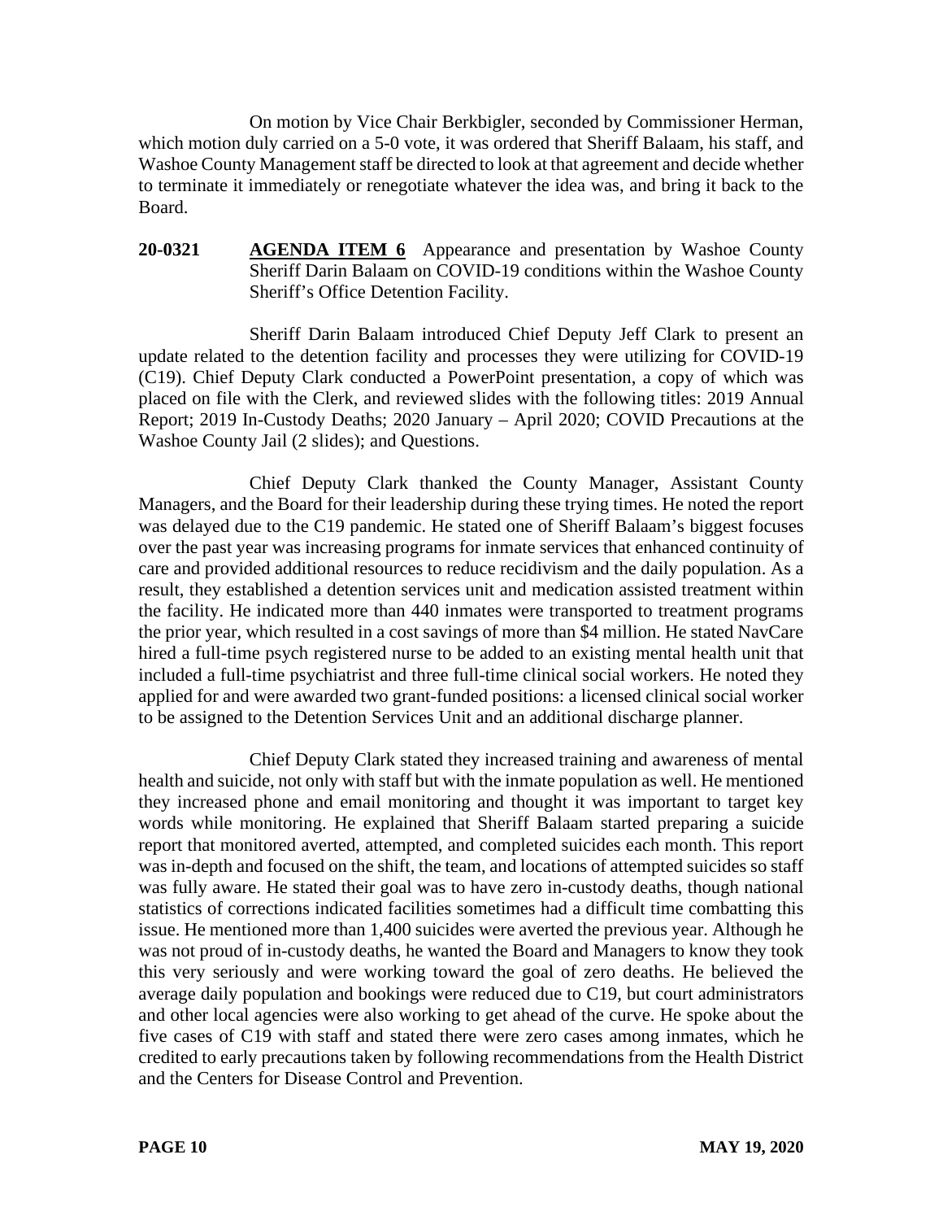On motion by Vice Chair Berkbigler, seconded by Commissioner Herman, which motion duly carried on a 5-0 vote, it was ordered that Sheriff Balaam, his staff, and Washoe County Management staff be directed to look at that agreement and decide whether to terminate it immediately or renegotiate whatever the idea was, and bring it back to the Board.

**20-0321** **AGENDA ITEM 6** Appearance and presentation by Washoe County Sheriff Darin Balaam on COVID-19 conditions within the Washoe County Sheriff's Office Detention Facility.

Sheriff Darin Balaam introduced Chief Deputy Jeff Clark to present an update related to the detention facility and processes they were utilizing for COVID-19 (C19). Chief Deputy Clark conducted a PowerPoint presentation, a copy of which was placed on file with the Clerk, and reviewed slides with the following titles: 2019 Annual Report; 2019 In-Custody Deaths; 2020 January – April 2020; COVID Precautions at the Washoe County Jail (2 slides); and Questions.

Chief Deputy Clark thanked the County Manager, Assistant County Managers, and the Board for their leadership during these trying times. He noted the report was delayed due to the C19 pandemic. He stated one of Sheriff Balaam's biggest focuses over the past year was increasing programs for inmate services that enhanced continuity of care and provided additional resources to reduce recidivism and the daily population. As a result, they established a detention services unit and medication assisted treatment within the facility. He indicated more than 440 inmates were transported to treatment programs the prior year, which resulted in a cost savings of more than $4 million. He stated NavCare hired a full-time psych registered nurse to be added to an existing mental health unit that included a full-time psychiatrist and three full-time clinical social workers. He noted they applied for and were awarded two grant-funded positions: a licensed clinical social worker to be assigned to the Detention Services Unit and an additional discharge planner.

Chief Deputy Clark stated they increased training and awareness of mental health and suicide, not only with staff but with the inmate population as well. He mentioned they increased phone and email monitoring and thought it was important to target key words while monitoring. He explained that Sheriff Balaam started preparing a suicide report that monitored averted, attempted, and completed suicides each month. This report was in-depth and focused on the shift, the team, and locations of attempted suicides so staff was fully aware. He stated their goal was to have zero in-custody deaths, though national statistics of corrections indicated facilities sometimes had a difficult time combatting this issue. He mentioned more than 1,400 suicides were averted the previous year. Although he was not proud of in-custody deaths, he wanted the Board and Managers to know they took this very seriously and were working toward the goal of zero deaths. He believed the average daily population and bookings were reduced due to C19, but court administrators and other local agencies were also working to get ahead of the curve. He spoke about the five cases of C19 with staff and stated there were zero cases among inmates, which he credited to early precautions taken by following recommendations from the Health District and the Centers for Disease Control and Prevention.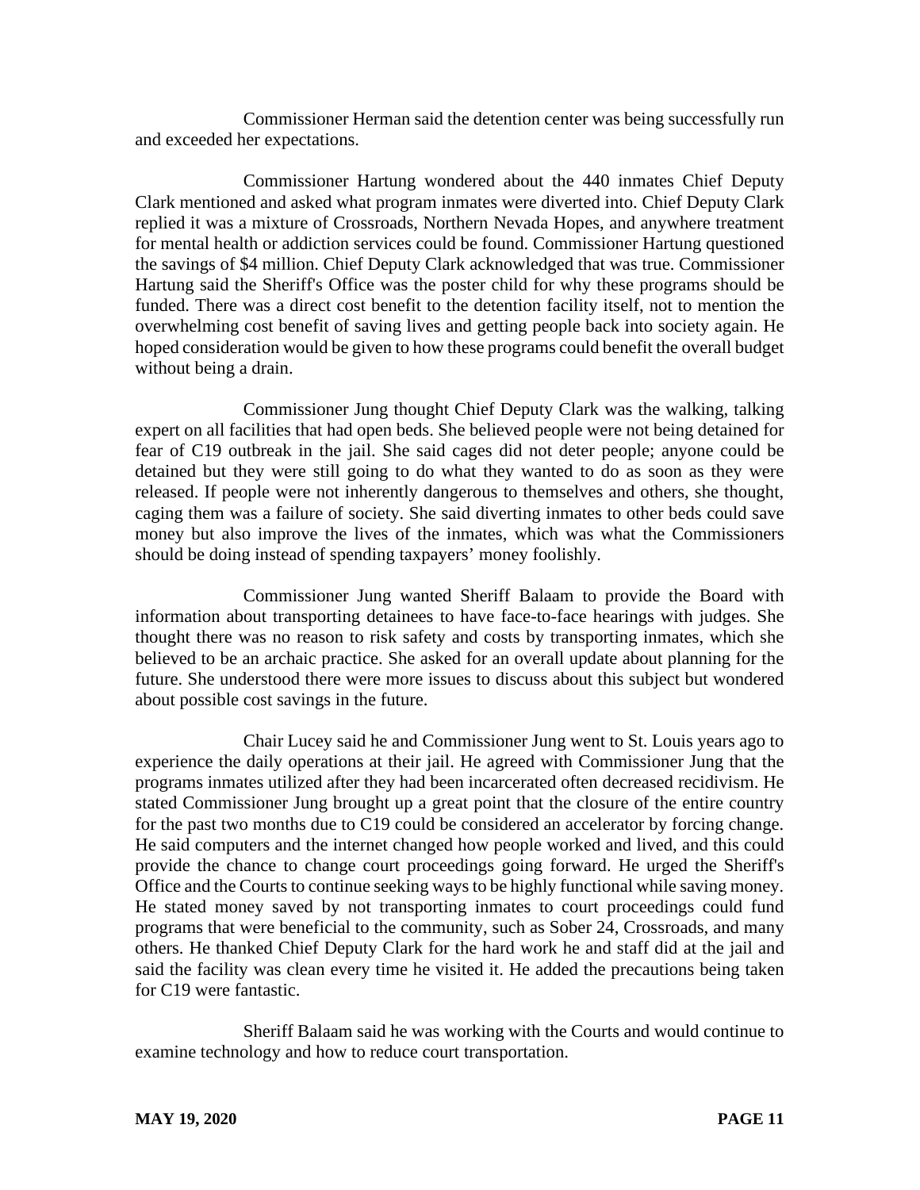Commissioner Herman said the detention center was being successfully run and exceeded her expectations.

Commissioner Hartung wondered about the 440 inmates Chief Deputy Clark mentioned and asked what program inmates were diverted into. Chief Deputy Clark replied it was a mixture of Crossroads, Northern Nevada Hopes, and anywhere treatment for mental health or addiction services could be found. Commissioner Hartung questioned the savings of $4 million. Chief Deputy Clark acknowledged that was true. Commissioner Hartung said the Sheriff's Office was the poster child for why these programs should be funded. There was a direct cost benefit to the detention facility itself, not to mention the overwhelming cost benefit of saving lives and getting people back into society again. He hoped consideration would be given to how these programs could benefit the overall budget without being a drain.

Commissioner Jung thought Chief Deputy Clark was the walking, talking expert on all facilities that had open beds. She believed people were not being detained for fear of C19 outbreak in the jail. She said cages did not deter people; anyone could be detained but they were still going to do what they wanted to do as soon as they were released. If people were not inherently dangerous to themselves and others, she thought, caging them was a failure of society. She said diverting inmates to other beds could save money but also improve the lives of the inmates, which was what the Commissioners should be doing instead of spending taxpayers' money foolishly.

Commissioner Jung wanted Sheriff Balaam to provide the Board with information about transporting detainees to have face-to-face hearings with judges. She thought there was no reason to risk safety and costs by transporting inmates, which she believed to be an archaic practice. She asked for an overall update about planning for the future. She understood there were more issues to discuss about this subject but wondered about possible cost savings in the future.

Chair Lucey said he and Commissioner Jung went to St. Louis years ago to experience the daily operations at their jail. He agreed with Commissioner Jung that the programs inmates utilized after they had been incarcerated often decreased recidivism. He stated Commissioner Jung brought up a great point that the closure of the entire country for the past two months due to C19 could be considered an accelerator by forcing change. He said computers and the internet changed how people worked and lived, and this could provide the chance to change court proceedings going forward. He urged the Sheriff's Office and the Courts to continue seeking ways to be highly functional while saving money. He stated money saved by not transporting inmates to court proceedings could fund programs that were beneficial to the community, such as Sober 24, Crossroads, and many others. He thanked Chief Deputy Clark for the hard work he and staff did at the jail and said the facility was clean every time he visited it. He added the precautions being taken for C19 were fantastic.

Sheriff Balaam said he was working with the Courts and would continue to examine technology and how to reduce court transportation.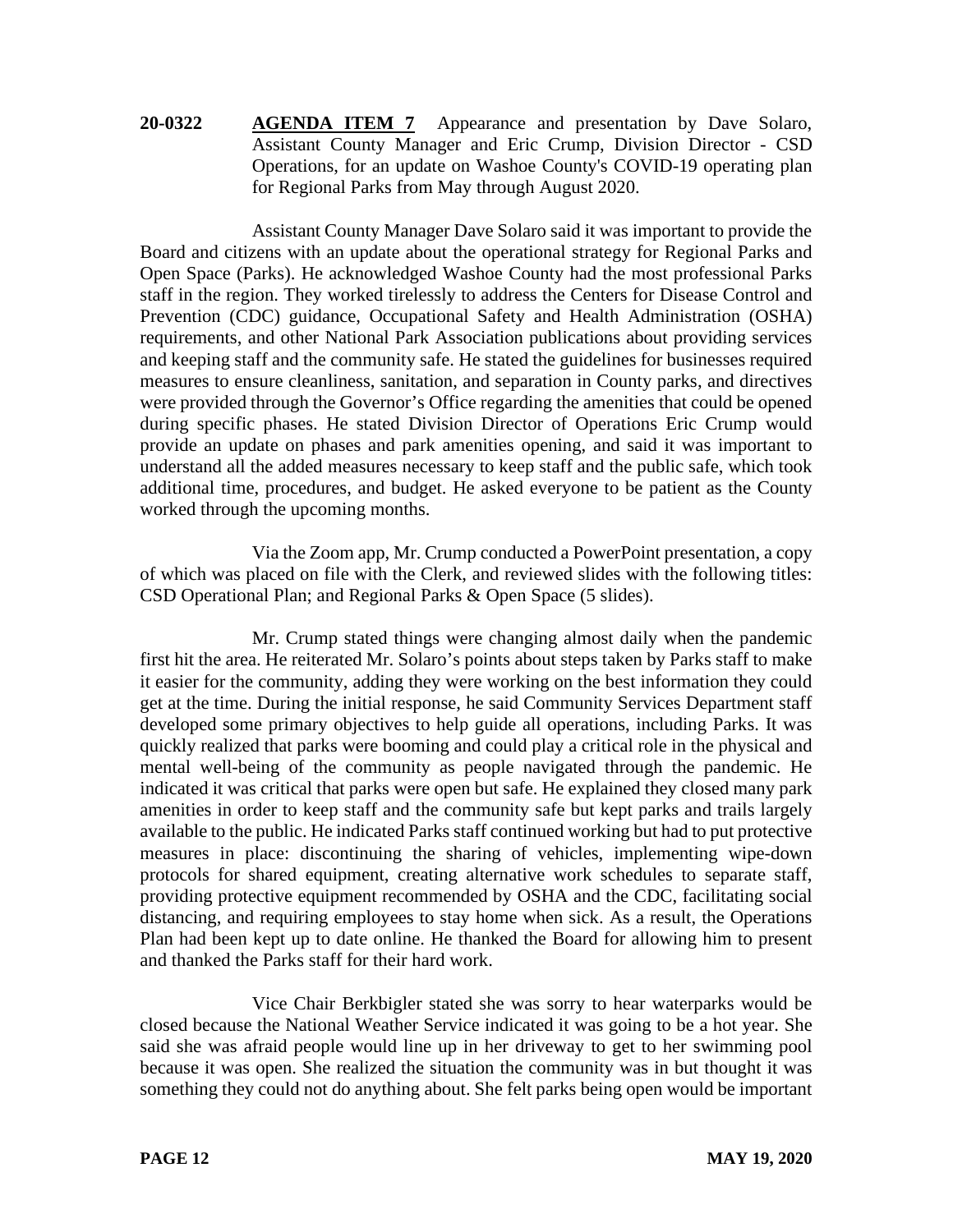**20-0322** **AGENDA ITEM 7** Appearance and presentation by Dave Solaro, Assistant County Manager and Eric Crump, Division Director - CSD Operations, for an update on Washoe County's COVID-19 operating plan for Regional Parks from May through August 2020.

Assistant County Manager Dave Solaro said it was important to provide the Board and citizens with an update about the operational strategy for Regional Parks and Open Space (Parks). He acknowledged Washoe County had the most professional Parks staff in the region. They worked tirelessly to address the Centers for Disease Control and Prevention (CDC) guidance, Occupational Safety and Health Administration (OSHA) requirements, and other National Park Association publications about providing services and keeping staff and the community safe. He stated the guidelines for businesses required measures to ensure cleanliness, sanitation, and separation in County parks, and directives were provided through the Governor's Office regarding the amenities that could be opened during specific phases. He stated Division Director of Operations Eric Crump would provide an update on phases and park amenities opening, and said it was important to understand all the added measures necessary to keep staff and the public safe, which took additional time, procedures, and budget. He asked everyone to be patient as the County worked through the upcoming months.

Via the Zoom app, Mr. Crump conducted a PowerPoint presentation, a copy of which was placed on file with the Clerk, and reviewed slides with the following titles: CSD Operational Plan; and Regional Parks & Open Space (5 slides).

Mr. Crump stated things were changing almost daily when the pandemic first hit the area. He reiterated Mr. Solaro's points about steps taken by Parks staff to make it easier for the community, adding they were working on the best information they could get at the time. During the initial response, he said Community Services Department staff developed some primary objectives to help guide all operations, including Parks. It was quickly realized that parks were booming and could play a critical role in the physical and mental well-being of the community as people navigated through the pandemic. He indicated it was critical that parks were open but safe. He explained they closed many park amenities in order to keep staff and the community safe but kept parks and trails largely available to the public. He indicated Parks staff continued working but had to put protective measures in place: discontinuing the sharing of vehicles, implementing wipe-down protocols for shared equipment, creating alternative work schedules to separate staff, providing protective equipment recommended by OSHA and the CDC, facilitating social distancing, and requiring employees to stay home when sick. As a result, the Operations Plan had been kept up to date online. He thanked the Board for allowing him to present and thanked the Parks staff for their hard work.

Vice Chair Berkbigler stated she was sorry to hear waterparks would be closed because the National Weather Service indicated it was going to be a hot year. She said she was afraid people would line up in her driveway to get to her swimming pool because it was open. She realized the situation the community was in but thought it was something they could not do anything about. She felt parks being open would be important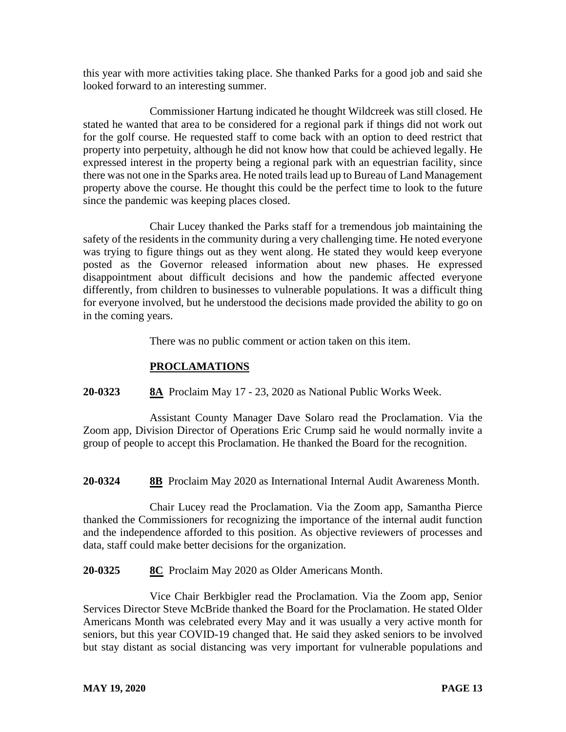this year with more activities taking place. She thanked Parks for a good job and said she looked forward to an interesting summer.

Commissioner Hartung indicated he thought Wildcreek was still closed. He stated he wanted that area to be considered for a regional park if things did not work out for the golf course. He requested staff to come back with an option to deed restrict that property into perpetuity, although he did not know how that could be achieved legally. He expressed interest in the property being a regional park with an equestrian facility, since there was not one in the Sparks area. He noted trails lead up to Bureau of Land Management property above the course. He thought this could be the perfect time to look to the future since the pandemic was keeping places closed.

Chair Lucey thanked the Parks staff for a tremendous job maintaining the safety of the residents in the community during a very challenging time. He noted everyone was trying to figure things out as they went along. He stated they would keep everyone posted as the Governor released information about new phases. He expressed disappointment about difficult decisions and how the pandemic affected everyone differently, from children to businesses to vulnerable populations. It was a difficult thing for everyone involved, but he understood the decisions made provided the ability to go on in the coming years.

There was no public comment or action taken on this item.

## PROCLAMATIONS

**20-0323** **8A** Proclaim May 17 - 23, 2020 as National Public Works Week.

Assistant County Manager Dave Solaro read the Proclamation. Via the Zoom app, Division Director of Operations Eric Crump said he would normally invite a group of people to accept this Proclamation. He thanked the Board for the recognition.

**20-0324** **8B** Proclaim May 2020 as International Internal Audit Awareness Month.

Chair Lucey read the Proclamation. Via the Zoom app, Samantha Pierce thanked the Commissioners for recognizing the importance of the internal audit function and the independence afforded to this position. As objective reviewers of processes and data, staff could make better decisions for the organization.

**20-0325** **8C** Proclaim May 2020 as Older Americans Month.

Vice Chair Berkbigler read the Proclamation. Via the Zoom app, Senior Services Director Steve McBride thanked the Board for the Proclamation. He stated Older Americans Month was celebrated every May and it was usually a very active month for seniors, but this year COVID-19 changed that. He said they asked seniors to be involved but stay distant as social distancing was very important for vulnerable populations and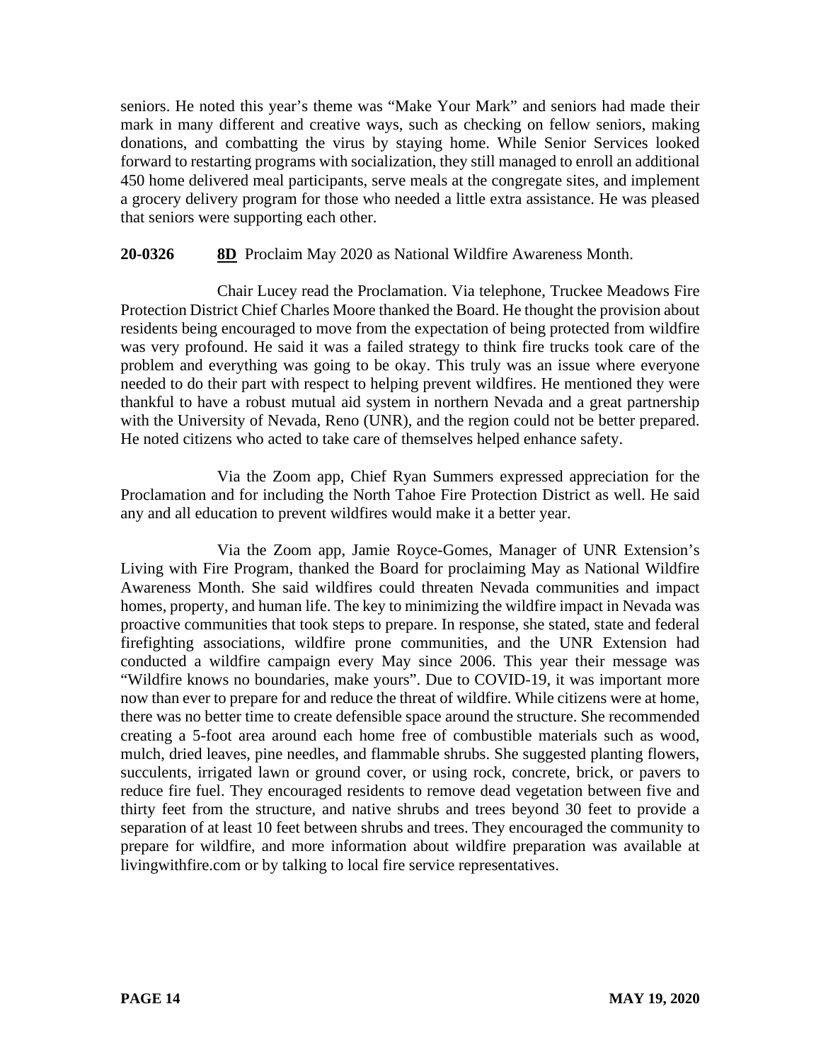seniors. He noted this year's theme was "Make Your Mark" and seniors had made their mark in many different and creative ways, such as checking on fellow seniors, making donations, and combatting the virus by staying home. While Senior Services looked forward to restarting programs with socialization, they still managed to enroll an additional 450 home delivered meal participants, serve meals at the congregate sites, and implement a grocery delivery program for those who needed a little extra assistance. He was pleased that seniors were supporting each other.

**20-0326** **8D** Proclaim May 2020 as National Wildfire Awareness Month.

Chair Lucey read the Proclamation. Via telephone, Truckee Meadows Fire Protection District Chief Charles Moore thanked the Board. He thought the provision about residents being encouraged to move from the expectation of being protected from wildfire was very profound. He said it was a failed strategy to think fire trucks took care of the problem and everything was going to be okay. This truly was an issue where everyone needed to do their part with respect to helping prevent wildfires. He mentioned they were thankful to have a robust mutual aid system in northern Nevada and a great partnership with the University of Nevada, Reno (UNR), and the region could not be better prepared. He noted citizens who acted to take care of themselves helped enhance safety.

Via the Zoom app, Chief Ryan Summers expressed appreciation for the Proclamation and for including the North Tahoe Fire Protection District as well. He said any and all education to prevent wildfires would make it a better year.

Via the Zoom app, Jamie Royce-Gomes, Manager of UNR Extension's Living with Fire Program, thanked the Board for proclaiming May as National Wildfire Awareness Month. She said wildfires could threaten Nevada communities and impact homes, property, and human life. The key to minimizing the wildfire impact in Nevada was proactive communities that took steps to prepare. In response, she stated, state and federal firefighting associations, wildfire prone communities, and the UNR Extension had conducted a wildfire campaign every May since 2006. This year their message was "Wildfire knows no boundaries, make yours". Due to COVID-19, it was important more now than ever to prepare for and reduce the threat of wildfire. While citizens were at home, there was no better time to create defensible space around the structure. She recommended creating a 5-foot area around each home free of combustible materials such as wood, mulch, dried leaves, pine needles, and flammable shrubs. She suggested planting flowers, succulents, irrigated lawn or ground cover, or using rock, concrete, brick, or pavers to reduce fire fuel. They encouraged residents to remove dead vegetation between five and thirty feet from the structure, and native shrubs and trees beyond 30 feet to provide a separation of at least 10 feet between shrubs and trees. They encouraged the community to prepare for wildfire, and more information about wildfire preparation was available at livingwithfire.com or by talking to local fire service representatives.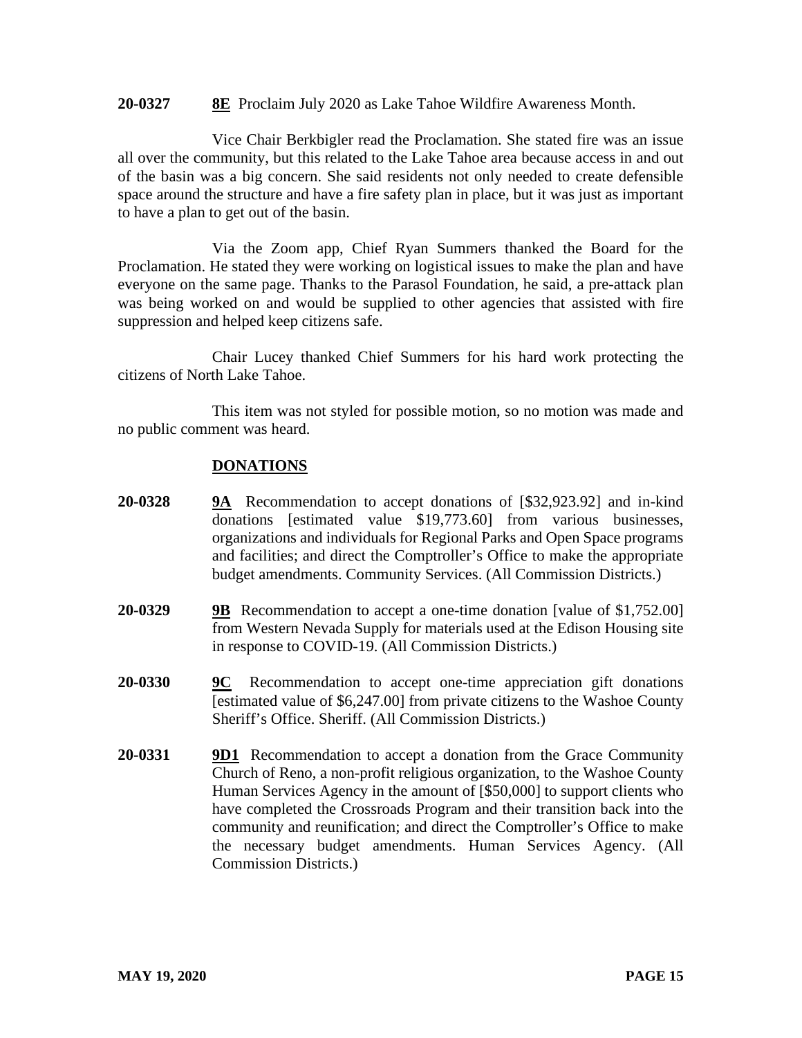**20-0327** **8E** Proclaim July 2020 as Lake Tahoe Wildfire Awareness Month.

Vice Chair Berkbigler read the Proclamation. She stated fire was an issue all over the community, but this related to the Lake Tahoe area because access in and out of the basin was a big concern. She said residents not only needed to create defensible space around the structure and have a fire safety plan in place, but it was just as important to have a plan to get out of the basin.

Via the Zoom app, Chief Ryan Summers thanked the Board for the Proclamation. He stated they were working on logistical issues to make the plan and have everyone on the same page. Thanks to the Parasol Foundation, he said, a pre-attack plan was being worked on and would be supplied to other agencies that assisted with fire suppression and helped keep citizens safe.

Chair Lucey thanked Chief Summers for his hard work protecting the citizens of North Lake Tahoe.

This item was not styled for possible motion, so no motion was made and no public comment was heard.

## DONATIONS

**20-0328** **9A** Recommendation to accept donations of [$32,923.92] and in-kind donations [estimated value $19,773.60] from various businesses, organizations and individuals for Regional Parks and Open Space programs and facilities; and direct the Comptroller's Office to make the appropriate budget amendments. Community Services. (All Commission Districts.)

**20-0329** **9B** Recommendation to accept a one-time donation [value of $1,752.00] from Western Nevada Supply for materials used at the Edison Housing site in response to COVID-19. (All Commission Districts.)

**20-0330** **9C** Recommendation to accept one-time appreciation gift donations [estimated value of $6,247.00] from private citizens to the Washoe County Sheriff's Office. Sheriff. (All Commission Districts.)

**20-0331** **9D1** Recommendation to accept a donation from the Grace Community Church of Reno, a non-profit religious organization, to the Washoe County Human Services Agency in the amount of [$50,000] to support clients who have completed the Crossroads Program and their transition back into the community and reunification; and direct the Comptroller's Office to make the necessary budget amendments. Human Services Agency. (All Commission Districts.)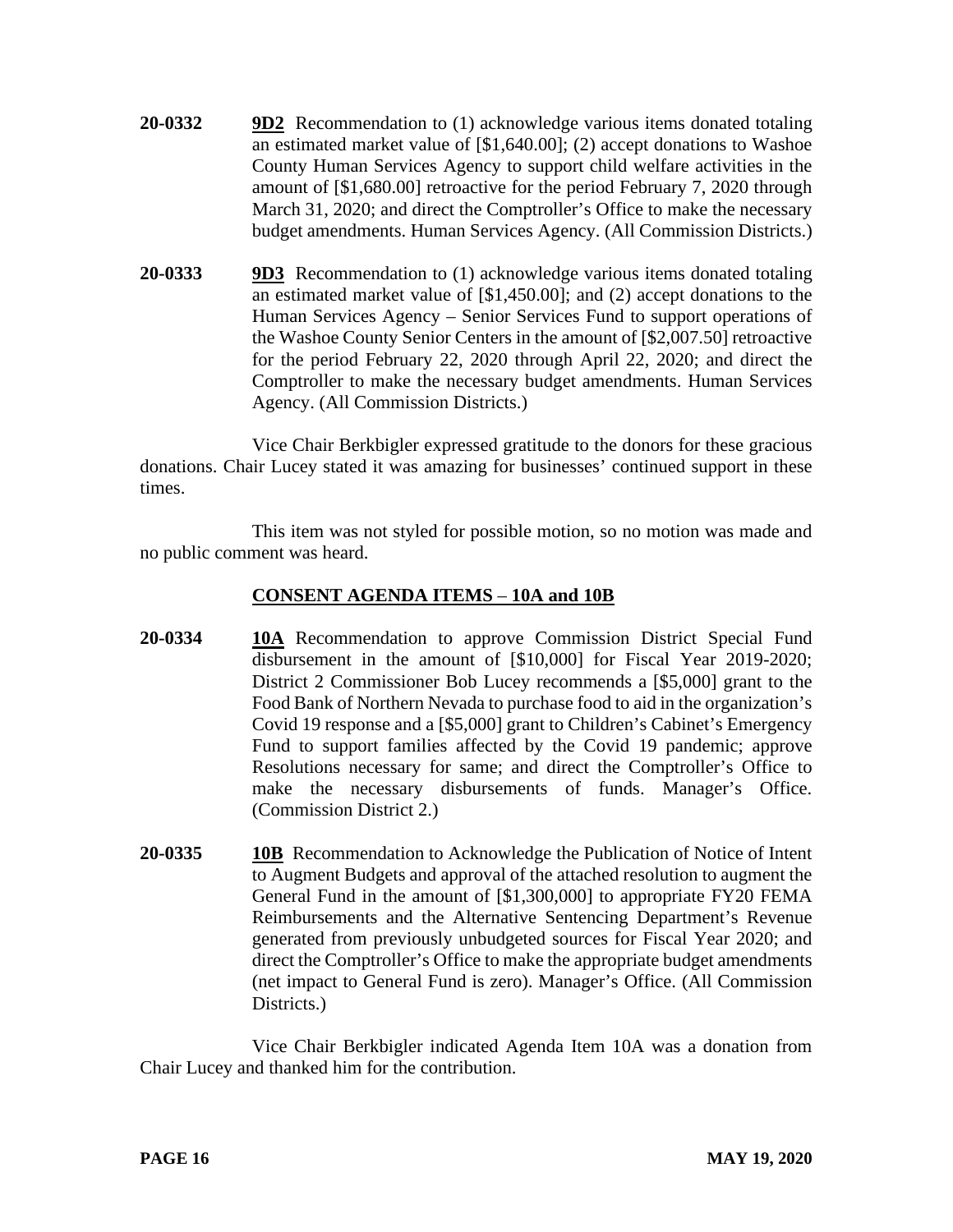**20-0332** **9D2** Recommendation to (1) acknowledge various items donated totaling an estimated market value of [$1,640.00]; (2) accept donations to Washoe County Human Services Agency to support child welfare activities in the amount of [$1,680.00] retroactive for the period February 7, 2020 through March 31, 2020; and direct the Comptroller's Office to make the necessary budget amendments. Human Services Agency. (All Commission Districts.)

**20-0333** **9D3** Recommendation to (1) acknowledge various items donated totaling an estimated market value of [$1,450.00]; and (2) accept donations to the Human Services Agency – Senior Services Fund to support operations of the Washoe County Senior Centers in the amount of [$2,007.50] retroactive for the period February 22, 2020 through April 22, 2020; and direct the Comptroller to make the necessary budget amendments. Human Services Agency. (All Commission Districts.)

Vice Chair Berkbigler expressed gratitude to the donors for these gracious donations. Chair Lucey stated it was amazing for businesses' continued support in these times.

This item was not styled for possible motion, so no motion was made and no public comment was heard.

**CONSENT AGENDA ITEMS – 10A and 10B**

**20-0334** **10A** Recommendation to approve Commission District Special Fund disbursement in the amount of [$10,000] for Fiscal Year 2019-2020; District 2 Commissioner Bob Lucey recommends a [$5,000] grant to the Food Bank of Northern Nevada to purchase food to aid in the organization's Covid 19 response and a [$5,000] grant to Children's Cabinet's Emergency Fund to support families affected by the Covid 19 pandemic; approve Resolutions necessary for same; and direct the Comptroller's Office to make the necessary disbursements of funds. Manager's Office. (Commission District 2.)

**20-0335** **10B** Recommendation to Acknowledge the Publication of Notice of Intent to Augment Budgets and approval of the attached resolution to augment the General Fund in the amount of [$1,300,000] to appropriate FY20 FEMA Reimbursements and the Alternative Sentencing Department's Revenue generated from previously unbudgeted sources for Fiscal Year 2020; and direct the Comptroller's Office to make the appropriate budget amendments (net impact to General Fund is zero). Manager's Office. (All Commission Districts.)

Vice Chair Berkbigler indicated Agenda Item 10A was a donation from Chair Lucey and thanked him for the contribution.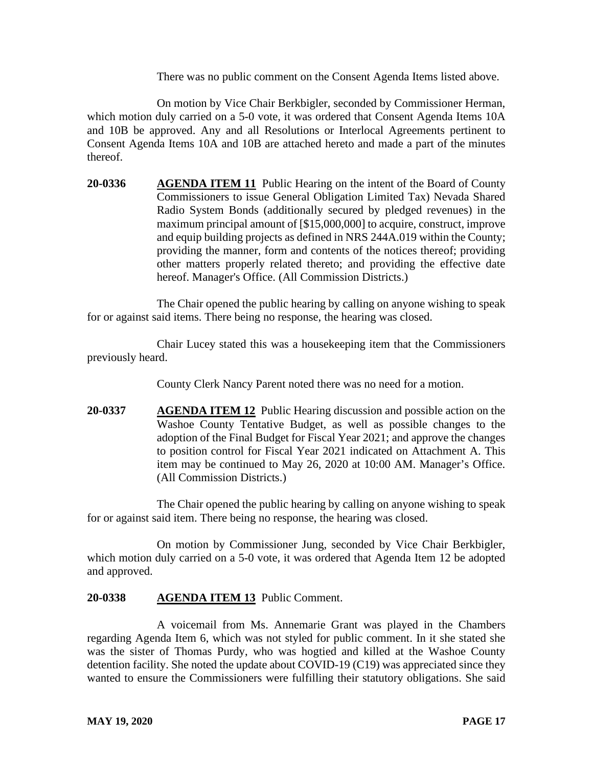There was no public comment on the Consent Agenda Items listed above.

On motion by Vice Chair Berkbigler, seconded by Commissioner Herman, which motion duly carried on a 5-0 vote, it was ordered that Consent Agenda Items 10A and 10B be approved. Any and all Resolutions or Interlocal Agreements pertinent to Consent Agenda Items 10A and 10B are attached hereto and made a part of the minutes thereof.

**20-0336** **AGENDA ITEM 11** Public Hearing on the intent of the Board of County Commissioners to issue General Obligation Limited Tax) Nevada Shared Radio System Bonds (additionally secured by pledged revenues) in the maximum principal amount of [$15,000,000] to acquire, construct, improve and equip building projects as defined in NRS 244A.019 within the County; providing the manner, form and contents of the notices thereof; providing other matters properly related thereto; and providing the effective date hereof. Manager's Office. (All Commission Districts.)

The Chair opened the public hearing by calling on anyone wishing to speak for or against said items. There being no response, the hearing was closed.

Chair Lucey stated this was a housekeeping item that the Commissioners previously heard.

County Clerk Nancy Parent noted there was no need for a motion.

**20-0337** **AGENDA ITEM 12** Public Hearing discussion and possible action on the Washoe County Tentative Budget, as well as possible changes to the adoption of the Final Budget for Fiscal Year 2021; and approve the changes to position control for Fiscal Year 2021 indicated on Attachment A. This item may be continued to May 26, 2020 at 10:00 AM. Manager's Office. (All Commission Districts.)

The Chair opened the public hearing by calling on anyone wishing to speak for or against said item. There being no response, the hearing was closed.

On motion by Commissioner Jung, seconded by Vice Chair Berkbigler, which motion duly carried on a 5-0 vote, it was ordered that Agenda Item 12 be adopted and approved.

**20-0338** **AGENDA ITEM 13** Public Comment.

A voicemail from Ms. Annemarie Grant was played in the Chambers regarding Agenda Item 6, which was not styled for public comment. In it she stated she was the sister of Thomas Purdy, who was hogtied and killed at the Washoe County detention facility. She noted the update about COVID-19 (C19) was appreciated since they wanted to ensure the Commissioners were fulfilling their statutory obligations. She said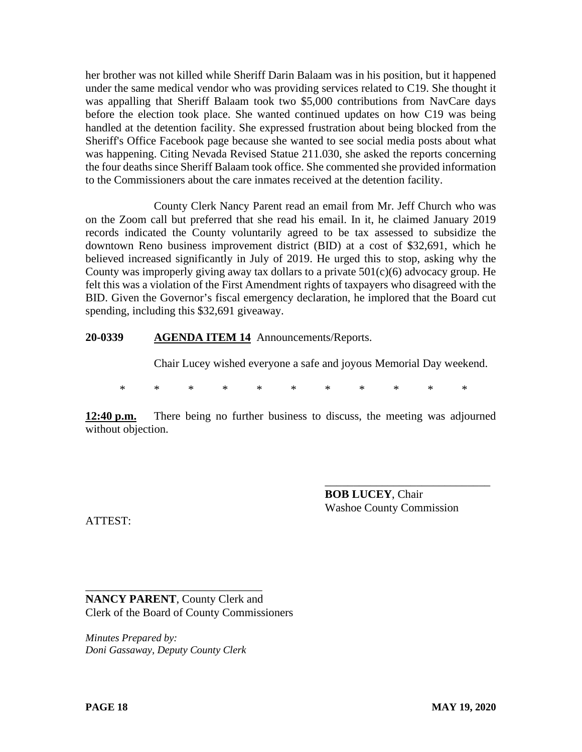her brother was not killed while Sheriff Darin Balaam was in his position, but it happened under the same medical vendor who was providing services related to C19. She thought it was appalling that Sheriff Balaam took two $5,000 contributions from NavCare days before the election took place. She wanted continued updates on how C19 was being handled at the detention facility. She expressed frustration about being blocked from the Sheriff's Office Facebook page because she wanted to see social media posts about what was happening. Citing Nevada Revised Statue 211.030, she asked the reports concerning the four deaths since Sheriff Balaam took office. She commented she provided information to the Commissioners about the care inmates received at the detention facility.

County Clerk Nancy Parent read an email from Mr. Jeff Church who was on the Zoom call but preferred that she read his email. In it, he claimed January 2019 records indicated the County voluntarily agreed to be tax assessed to subsidize the downtown Reno business improvement district (BID) at a cost of $32,691, which he believed increased significantly in July of 2019. He urged this to stop, asking why the County was improperly giving away tax dollars to a private 501(c)(6) advocacy group. He felt this was a violation of the First Amendment rights of taxpayers who disagreed with the BID. Given the Governor's fiscal emergency declaration, he implored that the Board cut spending, including this $32,691 giveaway.

**20-0339** **AGENDA ITEM 14** Announcements/Reports.

Chair Lucey wished everyone a safe and joyous Memorial Day weekend.

\* \* \* \* \* \* \* \* \* \* \*

**12:40 p.m.** There being no further business to discuss, the meeting was adjourned without objection.

\_\_\_\_\_\_\_\_\_\_\_\_\_\_\_\_\_\_\_\_\_\_\_\_\_\_\_\_\_\_
**BOB LUCEY**, Chair
Washoe County Commission

ATTEST:

\_\_\_\_\_\_\_\_\_\_\_\_\_\_\_\_\_\_\_\_\_\_\_\_\_\_\_\_\_\_
**NANCY PARENT**, County Clerk and
Clerk of the Board of County Commissioners

*Minutes Prepared by:*
*Doni Gassaway, Deputy County Clerk*